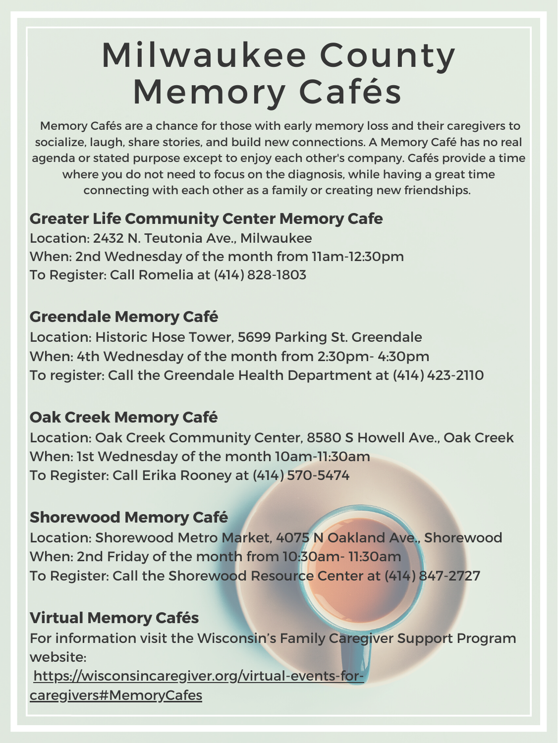# Milwaukee County Memory Cafés

Memory Cafés are a chance for those with early memory loss and their caregivers to socialize, laugh, share stories, and build new connections. A Memory Café has no real agenda or stated purpose except to enjoy each other's company. Cafés provide a time where you do not need to focus on the diagnosis, while having a great time connecting with each other as a family or creating new friendships.

### Greater Life Community Center Memory Cafe

Location: 2432 N. Teutonia Ave., Milwaukee
When: 2nd Wednesday of the month from 11am-12:30pm
To Register: Call Romelia at (414) 828-1803

### Greendale Memory Café

Location: Historic Hose Tower, 5699 Parking St. Greendale
When: 4th Wednesday of the month from 2:30pm- 4:30pm
To register: Call the Greendale Health Department at (414) 423-2110

### Oak Creek Memory Café

Location: Oak Creek Community Center, 8580 S Howell Ave., Oak Creek
When: 1st Wednesday of the month 10am-11:30am
To Register: Call Erika Rooney at (414) 570-5474

### Shorewood Memory Café

Location: Shorewood Metro Market, 4075 N Oakland Ave., Shorewood
When: 2nd Friday of the month from 10:30am- 11:30am
To Register: Call the Shorewood Resource Center at (414) 847-2727

### Virtual Memory Cafés

For information visit the Wisconsin's Family Caregiver Support Program website:
https://wisconsincaregiver.org/virtual-events-for-caregivers#MemoryCafes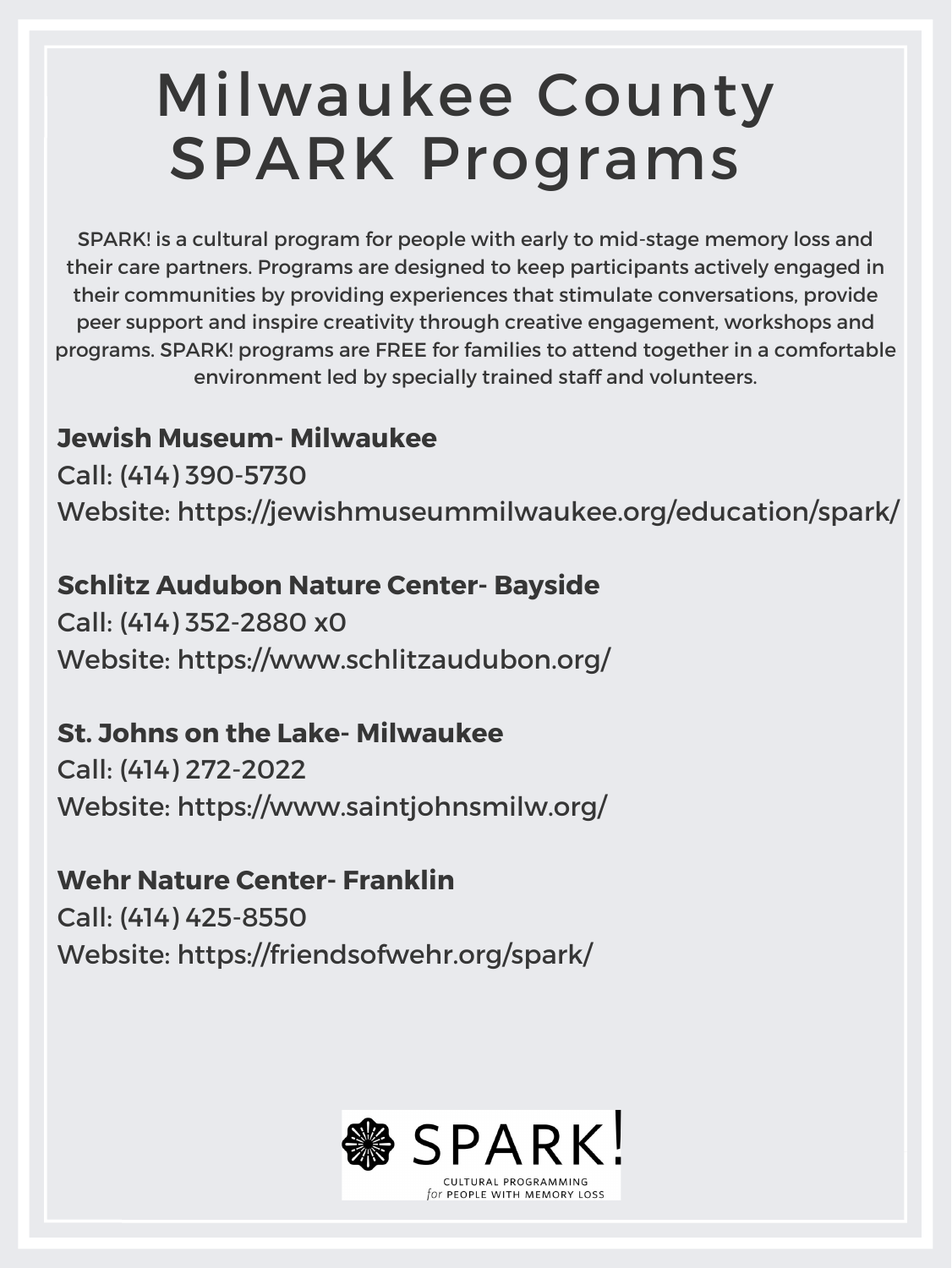# Milwaukee County SPARK Programs

SPARK! is a cultural program for people with early to mid-stage memory loss and their care partners. Programs are designed to keep participants actively engaged in their communities by providing experiences that stimulate conversations, provide peer support and inspire creativity through creative engagement, workshops and programs. SPARK! programs are FREE for families to attend together in a comfortable environment led by specially trained staff and volunteers.

**Jewish Museum- Milwaukee**
Call: (414) 390-5730
Website: https://jewishmuseummilwaukee.org/education/spark/

**Schlitz Audubon Nature Center- Bayside**
Call: (414) 352-2880 x0
Website: https://www.schlitzaudubon.org/

**St. Johns on the Lake- Milwaukee**
Call: (414) 272-2022
Website: https://www.saintjohnsmilw.org/

**Wehr Nature Center- Franklin**
Call: (414) 425-8550
Website: https://friendsofwehr.org/spark/

SPARK!
CULTURAL PROGRAMMING
*for* PEOPLE WITH MEMORY LOSS